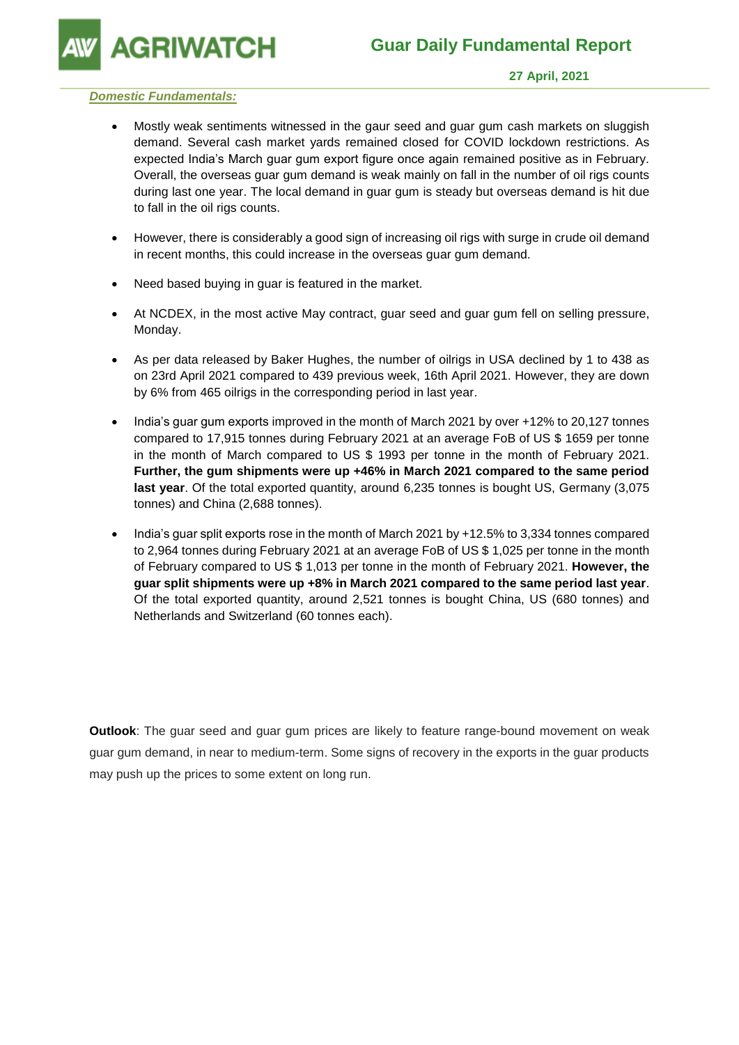# Guar Daily Fundamental Report

**27 April, 2021**

***Domestic Fundamentals:***

- Mostly weak sentiments witnessed in the gaur seed and guar gum cash markets on sluggish demand. Several cash market yards remained closed for COVID lockdown restrictions. As expected India's March guar gum export figure once again remained positive as in February. Overall, the overseas guar gum demand is weak mainly on fall in the number of oil rigs counts during last one year. The local demand in guar gum is steady but overseas demand is hit due to fall in the oil rigs counts.

- However, there is considerably a good sign of increasing oil rigs with surge in crude oil demand in recent months, this could increase in the overseas guar gum demand.

- Need based buying in guar is featured in the market.

- At NCDEX, in the most active May contract, guar seed and guar gum fell on selling pressure, Monday.

- As per data released by Baker Hughes, the number of oilrigs in USA declined by 1 to 438 as on 23rd April 2021 compared to 439 previous week, 16th April 2021. However, they are down by 6% from 465 oilrigs in the corresponding period in last year.

- India's guar gum exports improved in the month of March 2021 by over +12% to 20,127 tonnes compared to 17,915 tonnes during February 2021 at an average FoB of US $ 1659 per tonne in the month of March compared to US $ 1993 per tonne in the month of February 2021. **Further, the gum shipments were up +46% in March 2021 compared to the same period last year**. Of the total exported quantity, around 6,235 tonnes is bought US, Germany (3,075 tonnes) and China (2,688 tonnes).

- India's guar split exports rose in the month of March 2021 by +12.5% to 3,334 tonnes compared to 2,964 tonnes during February 2021 at an average FoB of US $ 1,025 per tonne in the month of February compared to US $ 1,013 per tonne in the month of February 2021. **However, the guar split shipments were up +8% in March 2021 compared to the same period last year**. Of the total exported quantity, around 2,521 tonnes is bought China, US (680 tonnes) and Netherlands and Switzerland (60 tonnes each).

**Outlook**: The guar seed and guar gum prices are likely to feature range-bound movement on weak guar gum demand, in near to medium-term. Some signs of recovery in the exports in the guar products may push up the prices to some extent on long run.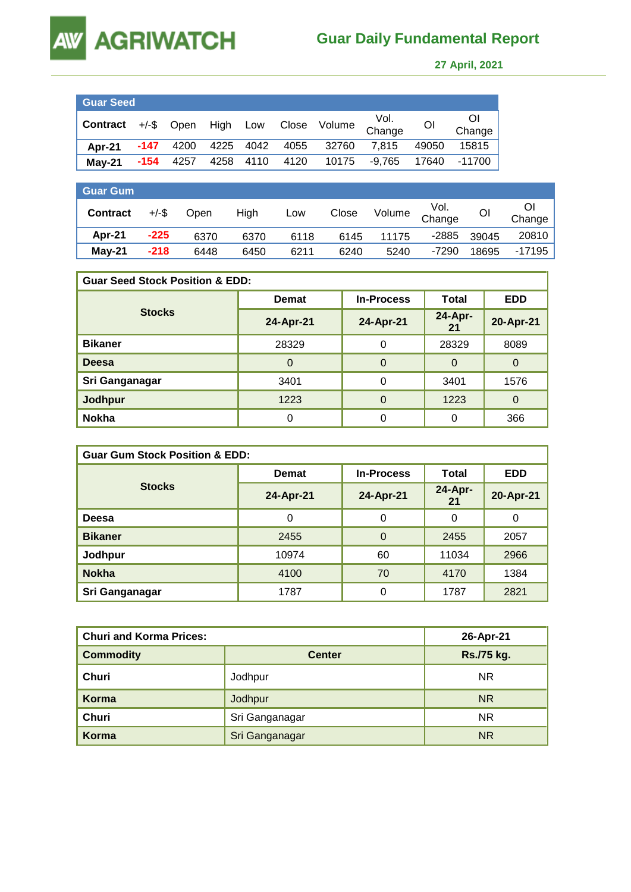# Guar Daily Fundamental Report

**27 April, 2021**

| Guar Seed | | | | | | | | | |
|---|---|---|---|---|---|---|---|---|---|
| **Contract** | +/-$ | Open | High | Low | Close | Volume | Vol. Change | OI | OI Change |
| **Apr-21** | -147 | 4200 | 4225 | 4042 | 4055 | 32760 | 7,815 | 49050 | 15815 |
| **May-21** | -154 | 4257 | 4258 | 4110 | 4120 | 10175 | -9,765 | 17640 | -11700 |

| Guar Gum | | | | | | | | | |
|---|---|---|---|---|---|---|---|---|---|
| **Contract** | +/-$ | Open | High | Low | Close | Volume | Vol. Change | OI | OI Change |
| **Apr-21** | -225 | 6370 | 6370 | 6118 | 6145 | 11175 | -2885 | 39045 | 20810 |
| **May-21** | -218 | 6448 | 6450 | 6211 | 6240 | 5240 | -7290 | 18695 | -17195 |

**Guar Seed Stock Position & EDD:**

| Stocks | Demat | In-Process | Total | EDD |
|---|---|---|---|---|
| | 24-Apr-21 | 24-Apr-21 | 24-Apr-21 | 20-Apr-21 |
| **Bikaner** | 28329 | 0 | 28329 | 8089 |
| **Deesa** | 0 | 0 | 0 | 0 |
| **Sri Ganganagar** | 3401 | 0 | 3401 | 1576 |
| **Jodhpur** | 1223 | 0 | 1223 | 0 |
| **Nokha** | 0 | 0 | 0 | 366 |

**Guar Gum Stock Position & EDD:**

| Stocks | Demat | In-Process | Total | EDD |
|---|---|---|---|---|
| | 24-Apr-21 | 24-Apr-21 | 24-Apr-21 | 20-Apr-21 |
| **Deesa** | 0 | 0 | 0 | 0 |
| **Bikaner** | 2455 | 0 | 2455 | 2057 |
| **Jodhpur** | 10974 | 60 | 11034 | 2966 |
| **Nokha** | 4100 | 70 | 4170 | 1384 |
| **Sri Ganganagar** | 1787 | 0 | 1787 | 2821 |

| Churi and Korma Prices: | | 26-Apr-21 |
|---|---|---|
| **Commodity** | **Center** | **Rs./75 kg.** |
| **Churi** | Jodhpur | NR |
| **Korma** | Jodhpur | NR |
| **Churi** | Sri Ganganagar | NR |
| **Korma** | Sri Ganganagar | NR |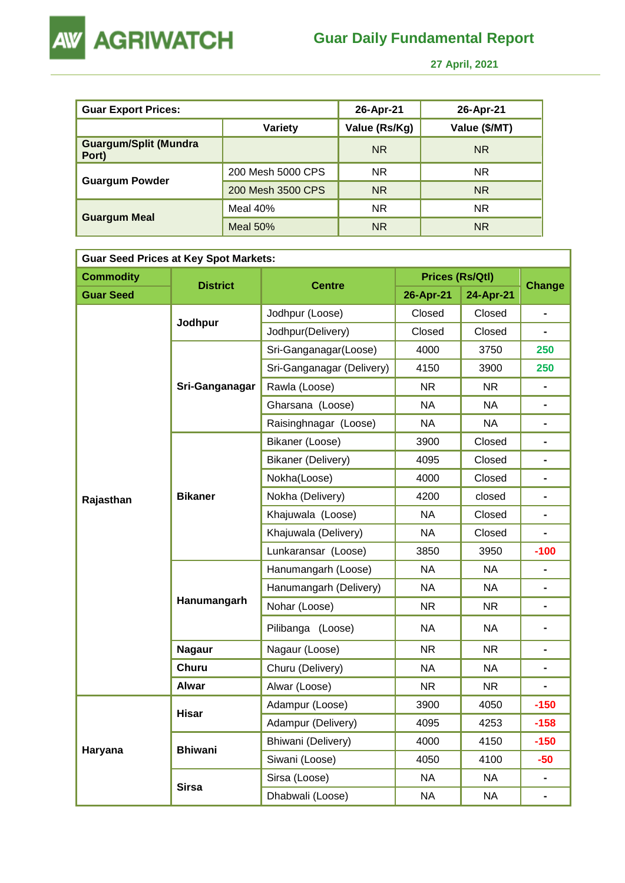# Guar Daily Fundamental Report

**27 April, 2021**

| Guar Export Prices: | | 26-Apr-21 | 26-Apr-21 |
|---|---|---|---|
| | Variety | Value (Rs/Kg) | Value ($/MT) |
| Guargum/Split (Mundra Port) | | NR | NR |
| Guargum Powder | 200 Mesh 5000 CPS | NR | NR |
| | 200 Mesh 3500 CPS | NR | NR |
| Guargum Meal | Meal 40% | NR | NR |
| | Meal 50% | NR | NR |

**Guar Seed Prices at Key Spot Markets:**

| Commodity | District | Centre | Prices (Rs/Qtl) | | Change |
|---|---|---|---|---|---|
| Guar Seed | | | 26-Apr-21 | 24-Apr-21 | |
| Rajasthan | Jodhpur | Jodhpur (Loose) | Closed | Closed | - |
| | | Jodhpur(Delivery) | Closed | Closed | - |
| | Sri-Ganganagar | Sri-Ganganagar(Loose) | 4000 | 3750 | 250 |
| | | Sri-Ganganagar (Delivery) | 4150 | 3900 | 250 |
| | | Rawla (Loose) | NR | NR | - |
| | | Gharsana (Loose) | NA | NA | - |
| | | Raisinghnagar (Loose) | NA | NA | - |
| | Bikaner | Bikaner (Loose) | 3900 | Closed | - |
| | | Bikaner (Delivery) | 4095 | Closed | - |
| | | Nokha(Loose) | 4000 | Closed | - |
| | | Nokha (Delivery) | 4200 | closed | - |
| | | Khajuwala (Loose) | NA | Closed | - |
| | | Khajuwala (Delivery) | NA | Closed | - |
| | | Lunkaransar (Loose) | 3850 | 3950 | -100 |
| | Hanumangarh | Hanumangarh (Loose) | NA | NA | - |
| | | Hanumangarh (Delivery) | NA | NA | - |
| | | Nohar (Loose) | NR | NR | - |
| | | Pilibanga (Loose) | NA | NA | - |
| | Nagaur | Nagaur (Loose) | NR | NR | - |
| | Churu | Churu (Delivery) | NA | NA | - |
| | Alwar | Alwar (Loose) | NR | NR | - |
| Haryana | Hisar | Adampur (Loose) | 3900 | 4050 | -150 |
| | | Adampur (Delivery) | 4095 | 4253 | -158 |
| | Bhiwani | Bhiwani (Delivery) | 4000 | 4150 | -150 |
| | | Siwani (Loose) | 4050 | 4100 | -50 |
| | Sirsa | Sirsa (Loose) | NA | NA | - |
| | | Dhabwali (Loose) | NA | NA | - |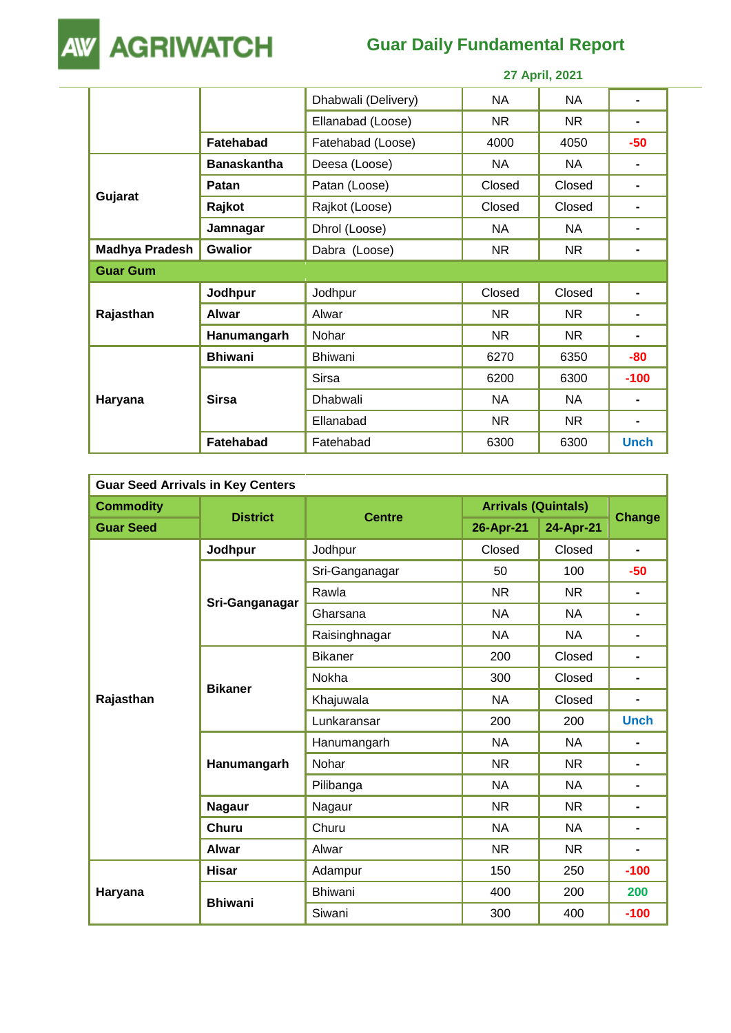| | | Dhabwali (Delivery) | NA | NA | - |
|---|---|---|---|---|---|
| | | Ellanabad (Loose) | NR | NR | - |
| | **Fatehabad** | Fatehabad (Loose) | 4000 | 4050 | -50 |
| **Gujarat** | **Banaskantha** | Deesa (Loose) | NA | NA | - |
| | **Patan** | Patan (Loose) | Closed | Closed | - |
| | **Rajkot** | Rajkot (Loose) | Closed | Closed | - |
| | **Jamnagar** | Dhrol (Loose) | NA | NA | - |
| **Madhya Pradesh** | **Gwalior** | Dabra (Loose) | NR | NR | - |
| **Guar Gum** | | | | | |
| **Rajasthan** | **Jodhpur** | Jodhpur | Closed | Closed | - |
| | **Alwar** | Alwar | NR | NR | - |
| | **Hanumangarh** | Nohar | NR | NR | - |
| **Haryana** | **Bhiwani** | Bhiwani | 6270 | 6350 | -80 |
| | **Sirsa** | Sirsa | 6200 | 6300 | -100 |
| | | Dhabwali | NA | NA | - |
| | | Ellanabad | NR | NR | - |
| | **Fatehabad** | Fatehabad | 6300 | 6300 | Unch |

| **Guar Seed Arrivals in Key Centers** | | | | | |
|---|---|---|---|---|---|
| **Commodity** | **District** | **Centre** | **Arrivals (Quintals)** | | **Change** |
| **Guar Seed** | | | **26-Apr-21** | **24-Apr-21** | |
| **Rajasthan** | **Jodhpur** | Jodhpur | Closed | Closed | - |
| | **Sri-Ganganagar** | Sri-Ganganagar | 50 | 100 | -50 |
| | | Rawla | NR | NR | - |
| | | Gharsana | NA | NA | - |
| | | Raisinghnagar | NA | NA | - |
| | **Bikaner** | Bikaner | 200 | Closed | - |
| | | Nokha | 300 | Closed | - |
| | | Khajuwala | NA | Closed | - |
| | | Lunkaransar | 200 | 200 | Unch |
| | **Hanumangarh** | Hanumangarh | NA | NA | - |
| | | Nohar | NR | NR | - |
| | | Pilibanga | NA | NA | - |
| | **Nagaur** | Nagaur | NR | NR | - |
| | **Churu** | Churu | NA | NA | - |
| | **Alwar** | Alwar | NR | NR | - |
| **Haryana** | **Hisar** | Adampur | 150 | 250 | -100 |
| | **Bhiwani** | Bhiwani | 400 | 200 | 200 |
| | | Siwani | 300 | 400 | -100 |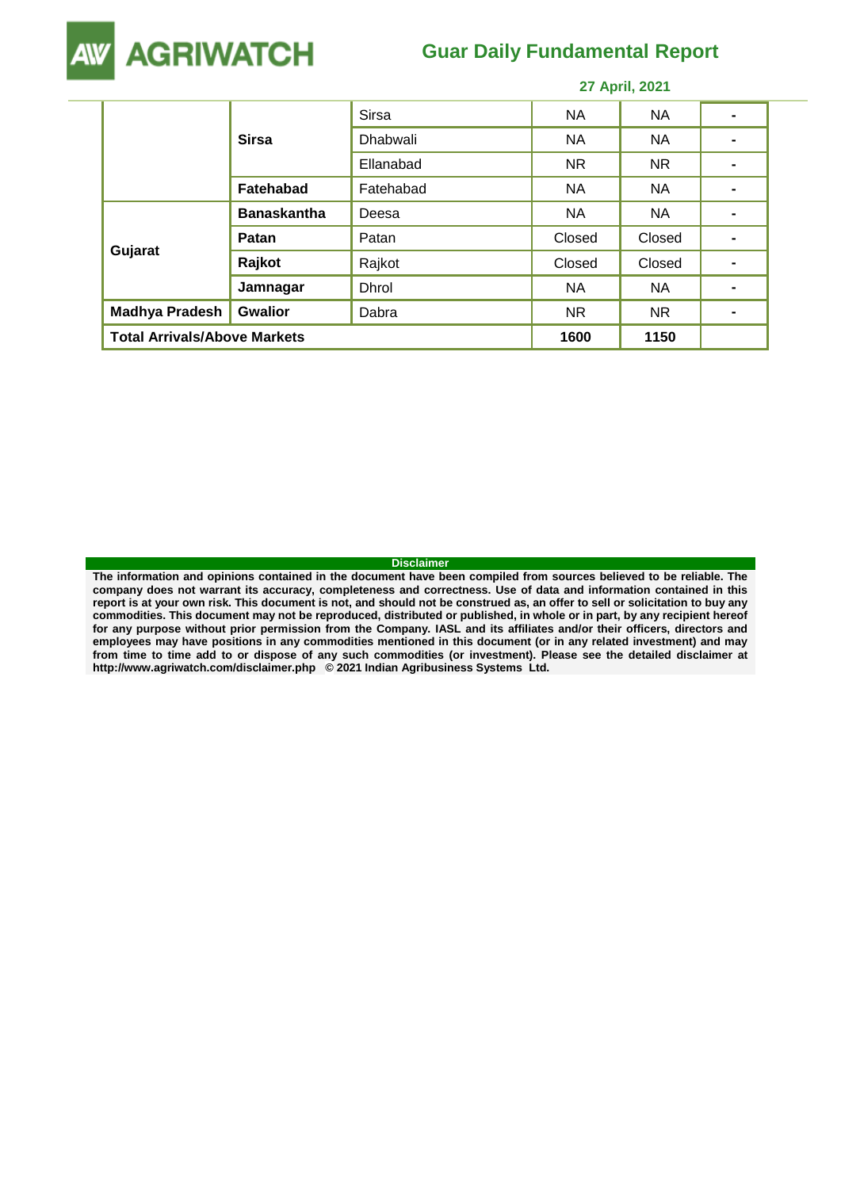| | | | | | |
|---|---|---|---|---|---|
| | Sirsa | Sirsa | NA | NA | - |
| | | Dhabwali | NA | NA | - |
| | | Ellanabad | NR | NR | - |
| | Fatehabad | Fatehabad | NA | NA | - |
| Gujarat | Banaskantha | Deesa | NA | NA | - |
| | Patan | Patan | Closed | Closed | - |
| | Rajkot | Rajkot | Closed | Closed | - |
| | Jamnagar | Dhrol | NA | NA | - |
| Madhya Pradesh | Gwalior | Dabra | NR | NR | - |
| **Total Arrivals/Above Markets** | | | **1600** | **1150** | |

**Disclaimer**

**The information and opinions contained in the document have been compiled from sources believed to be reliable. The company does not warrant its accuracy, completeness and correctness. Use of data and information contained in this report is at your own risk. This document is not, and should not be construed as, an offer to sell or solicitation to buy any commodities. This document may not be reproduced, distributed or published, in whole or in part, by any recipient hereof for any purpose without prior permission from the Company. IASL and its affiliates and/or their officers, directors and employees may have positions in any commodities mentioned in this document (or in any related investment) and may from time to time add to or dispose of any such commodities (or investment). Please see the detailed disclaimer at http://www.agriwatch.com/disclaimer.php © 2021 Indian Agribusiness Systems Ltd.**